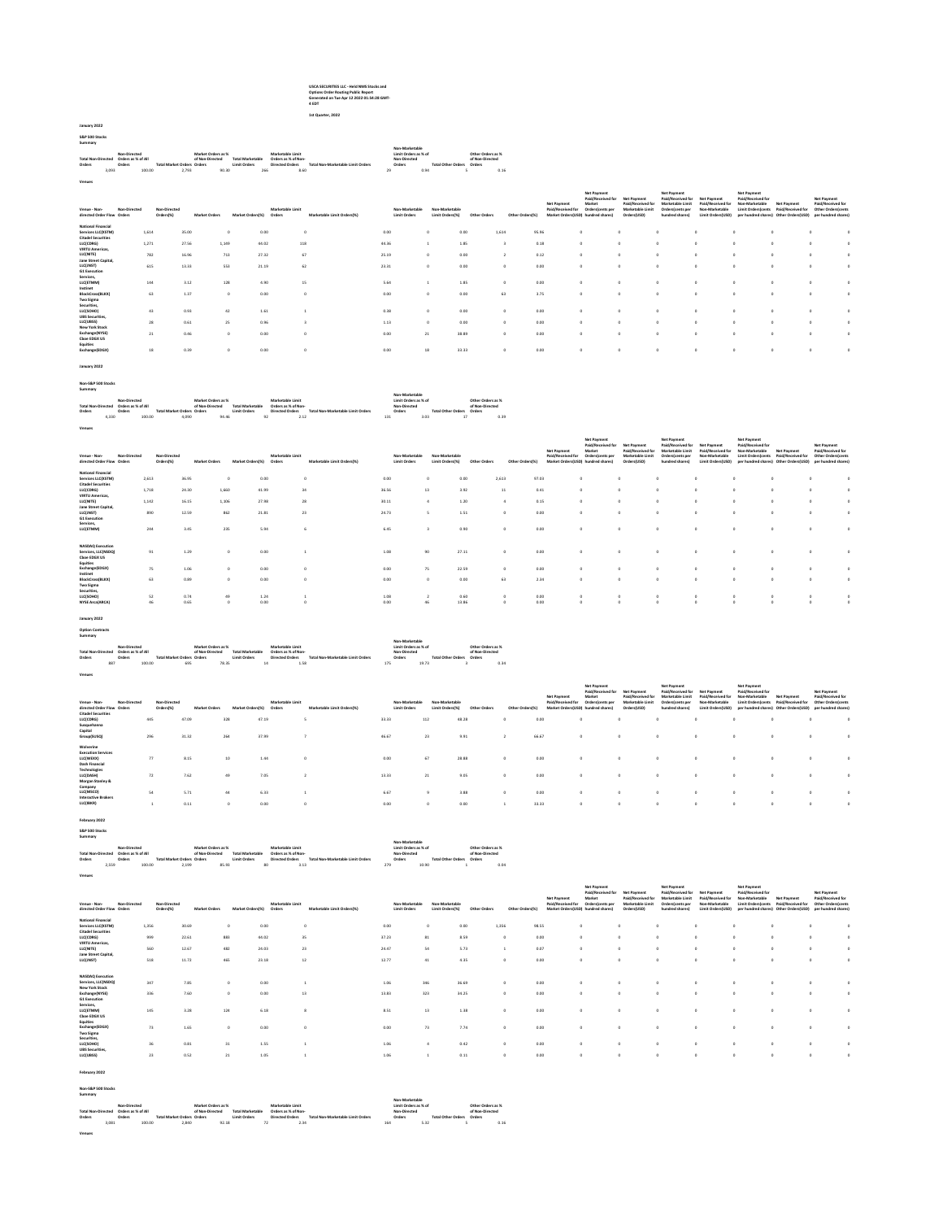USCA SECURITIES LLC - Held NMS Stocks and Options Order Routing Public Report
Generated on Tue Apr 12 2022 01:54:28 GMT-4 EDT

1st Quarter, 2022

## January 2022

### S&P 500 Stocks

#### Summary

| Total Non-Directed Orders | Non-Directed Orders as % of All Orders | Total Market Orders | Market Orders as % of Non-Directed Orders | Total Marketable Limit Orders | Marketable Limit Orders as % of Non-Directed Orders | Total Non-Marketable Limit Orders | Non-Marketable Limit Orders as % of Non-Directed Orders | Total Other Orders | Other Orders as % of Non-Directed Orders |
|---|---|---|---|---|---|---|---|---|---|
| 3,093 | 100.00 | 2,793 | 90.30 | 266 | 8.60 | 29 | 0.94 | 5 | 0.16 |

#### Venues

| Venue - Non-directed Order Flow | Non-Directed Orders | Non-Directed Orders(%) | Market Orders | Market Orders(%) | Marketable Limit Orders | Marketable Limit Orders(%) | Non-Marketable Limit Orders | Non-Marketable Limit Orders(%) | Other Orders | Other Orders(%) | Net Payment Paid/Received for Market Orders(USD) | Net Payment Paid/Received for Market Orders(cents per hundred shares) | Net Payment Paid/Received for Marketable Limit Orders(USD) | Net Payment Paid/Received for Marketable Limit Orders(cents per hundred shares) | Net Payment Paid/Received for Non-Marketable Limit Orders(USD) | Net Payment Paid/Received for Non-Marketable Limit Orders(cents per hundred shares) | Net Payment Paid/Received for Other Orders(USD) | Net Payment Paid/Received for Other Orders(cents per hundred shares) |
|---|---|---|---|---|---|---|---|---|---|---|---|---|---|---|---|---|---|---|
| National Financial Services LLC(XSTM) | 1,614 | 35.00 | 0 | 0.00 | 0 | 0.00 | 0 | 0.00 | 1,614 | 95.96 | 0 | 0 | 0 | 0 | 0 | 0 | 0 | 0 |
| Citadel Securities LLC(CDRG) | 1,271 | 27.56 | 1,149 | 44.02 | 118 | 44.36 | 1 | 1.85 | 3 | 0.18 | 0 | 0 | 0 | 0 | 0 | 0 | 0 | 0 |
| VIRTU Americas, LLC(NITE) | 782 | 16.96 | 713 | 27.32 | 67 | 25.19 | 0 | 0.00 | 2 | 0.12 | 0 | 0 | 0 | 0 | 0 | 0 | 0 | 0 |
| Jane Street Capital, LLC(JNST) | 615 | 13.33 | 553 | 21.19 | 62 | 23.31 | 0 | 0.00 | 0 | 0.00 | 0 | 0 | 0 | 0 | 0 | 0 | 0 | 0 |
| G1 Execution Services, LLC(ETMM) | 144 | 3.12 | 128 | 4.90 | 15 | 5.64 | 1 | 1.85 | 0 | 0.00 | 0 | 0 | 0 | 0 | 0 | 0 | 0 | 0 |
| Instinet BlockCross(BLKX) | 63 | 1.37 | 0 | 0.00 | 0 | 0.00 | 0 | 0.00 | 63 | 3.75 | 0 | 0 | 0 | 0 | 0 | 0 | 0 | 0 |
| Two Sigma Securities, LLC(SOHO) | 43 | 0.93 | 42 | 1.61 | 1 | 0.38 | 0 | 0.00 | 0 | 0.00 | 0 | 0 | 0 | 0 | 0 | 0 | 0 | 0 |
| UBS Securities, LLC(UBSS) | 28 | 0.61 | 25 | 0.96 | 3 | 1.13 | 0 | 0.00 | 0 | 0.00 | 0 | 0 | 0 | 0 | 0 | 0 | 0 | 0 |
| New York Stock Exchange(NYSE) | 21 | 0.46 | 0 | 0.00 | 0 | 0.00 | 21 | 38.89 | 0 | 0.00 | 0 | 0 | 0 | 0 | 0 | 0 | 0 | 0 |
| Cboe EDGX US Equities Exchange(EDGX) | 18 | 0.39 | 0 | 0.00 | 0 | 0.00 | 18 | 33.33 | 0 | 0.00 | 0 | 0 | 0 | 0 | 0 | 0 | 0 | 0 |

## January 2022

### Non-S&P 500 Stocks

#### Summary

| Total Non-Directed Orders | Non-Directed Orders as % of All Orders | Total Market Orders | Market Orders as % of Non-Directed Orders | Total Marketable Limit Orders | Marketable Limit Orders as % of Non-Directed Orders | Total Non-Marketable Limit Orders | Non-Marketable Limit Orders as % of Non-Directed Orders | Total Other Orders | Other Orders as % of Non-Directed Orders |
|---|---|---|---|---|---|---|---|---|---|
| 4,330 | 100.00 | 4,090 | 94.46 | 92 | 2.12 | 131 | 3.03 | 17 | 0.39 |

#### Venues

| Venue - Non-directed Order Flow | Non-Directed Orders | Non-Directed Orders(%) | Market Orders | Market Orders(%) | Marketable Limit Orders | Marketable Limit Orders(%) | Non-Marketable Limit Orders | Non-Marketable Limit Orders(%) | Other Orders | Other Orders(%) | Net Payment Paid/Received for Market Orders(USD) | Net Payment Paid/Received for Market Orders(cents per hundred shares) | Net Payment Paid/Received for Marketable Limit Orders(USD) | Net Payment Paid/Received for Marketable Limit Orders(cents per hundred shares) | Net Payment Paid/Received for Non-Marketable Limit Orders(USD) | Net Payment Paid/Received for Non-Marketable Limit Orders(cents per hundred shares) | Net Payment Paid/Received for Other Orders(USD) | Net Payment Paid/Received for Other Orders(cents per hundred shares) |
|---|---|---|---|---|---|---|---|---|---|---|---|---|---|---|---|---|---|---|
| National Financial Services LLC(XSTM) | 2,613 | 36.95 | 0 | 0.00 | 0 | 0.00 | 0 | 0.00 | 2,613 | 97.03 | 0 | 0 | 0 | 0 | 0 | 0 | 0 | 0 |
| Citadel Securities LLC(CDRG) | 1,718 | 24.30 | 1,660 | 41.99 | 34 | 36.56 | 13 | 3.92 | 11 | 0.41 | 0 | 0 | 0 | 0 | 0 | 0 | 0 | 0 |
| VIRTU Americas, LLC(NITE) | 1,142 | 16.15 | 1,106 | 27.98 | 28 | 30.11 | 4 | 1.20 | 4 | 0.15 | 0 | 0 | 0 | 0 | 0 | 0 | 0 | 0 |
| Jane Street Capital, LLC(JNST) | 890 | 12.59 | 862 | 21.81 | 23 | 24.73 | 5 | 1.51 | 0 | 0.00 | 0 | 0 | 0 | 0 | 0 | 0 | 0 | 0 |
| G1 Execution Services, LLC(ETMM) | 244 | 3.45 | 235 | 5.94 | 6 | 6.45 | 3 | 0.90 | 0 | 0.00 | 0 | 0 | 0 | 0 | 0 | 0 | 0 | 0 |
| NASDAQ Execution Services, LLC(NSDQ) | 91 | 1.29 | 0 | 0.00 | 1 | 1.08 | 90 | 27.11 | 0 | 0.00 | 0 | 0 | 0 | 0 | 0 | 0 | 0 | 0 |
| Cboe EDGX US Equities Exchange(EDGX) | 75 | 1.06 | 0 | 0.00 | 0 | 0.00 | 75 | 22.59 | 0 | 0.00 | 0 | 0 | 0 | 0 | 0 | 0 | 0 | 0 |
| Instinet BlockCross(BLKX) | 63 | 0.89 | 0 | 0.00 | 0 | 0.00 | 0 | 0.00 | 63 | 2.34 | 0 | 0 | 0 | 0 | 0 | 0 | 0 | 0 |
| Two Sigma Securities, LLC(SOHO) | 52 | 0.74 | 49 | 1.24 | 1 | 1.08 | 2 | 0.60 | 0 | 0.00 | 0 | 0 | 0 | 0 | 0 | 0 | 0 | 0 |
| NYSE Arca(ARCA) | 46 | 0.65 | 0 | 0.00 | 0 | 0.00 | 46 | 13.86 | 0 | 0.00 | 0 | 0 | 0 | 0 | 0 | 0 | 0 | 0 |

## January 2022

### Option Contracts

#### Summary

| Total Non-Directed Orders | Non-Directed Orders as % of All Orders | Total Market Orders | Market Orders as % of Non-Directed Orders | Total Marketable Limit Orders | Marketable Limit Orders as % of Non-Directed Orders | Total Non-Marketable Limit Orders | Non-Marketable Limit Orders as % of Non-Directed Orders | Total Other Orders | Other Orders as % of Non-Directed Orders |
|---|---|---|---|---|---|---|---|---|---|
| 887 | 100.00 | 695 | 78.35 | 14 | 1.58 | 175 | 19.73 | 3 | 0.34 |

#### Venues

| Venue - Non-directed Order Flow | Non-Directed Orders | Non-Directed Orders(%) | Market Orders | Market Orders(%) | Marketable Limit Orders | Marketable Limit Orders(%) | Non-Marketable Limit Orders | Non-Marketable Limit Orders(%) | Other Orders | Other Orders(%) | Net Payment Paid/Received for Market Orders(USD) | Net Payment Paid/Received for Market Orders(cents per hundred shares) | Net Payment Paid/Received for Marketable Limit Orders(USD) | Net Payment Paid/Received for Marketable Limit Orders(cents per hundred shares) | Net Payment Paid/Received for Non-Marketable Limit Orders(USD) | Net Payment Paid/Received for Non-Marketable Limit Orders(cents per hundred shares) | Net Payment Paid/Received for Other Orders(USD) | Net Payment Paid/Received for Other Orders(cents per hundred shares) |
|---|---|---|---|---|---|---|---|---|---|---|---|---|---|---|---|---|---|---|
| Citadel Securities LLC(CDRG) | 445 | 47.09 | 328 | 47.19 | 5 | 33.33 | 112 | 48.28 | 0 | 0.00 | 0 | 0 | 0 | 0 | 0 | 0 | 0 | 0 |
| Susquehanna Capital Group(SUSQ) | 296 | 31.32 | 264 | 37.99 | 7 | 46.67 | 23 | 9.91 | 2 | 66.67 | 0 | 0 | 0 | 0 | 0 | 0 | 0 | 0 |
| Wolverine Execution Services LLC(WEXX) | 77 | 8.15 | 10 | 1.44 | 0 | 0.00 | 67 | 28.88 | 0 | 0.00 | 0 | 0 | 0 | 0 | 0 | 0 | 0 | 0 |
| Dash Financial Technologies LLC(DASH) | 72 | 7.62 | 49 | 7.05 | 2 | 13.33 | 21 | 9.05 | 0 | 0.00 | 0 | 0 | 0 | 0 | 0 | 0 | 0 | 0 |
| Morgan Stanley & Company LLC(MSCO) | 54 | 5.71 | 44 | 6.33 | 1 | 6.67 | 9 | 3.88 | 0 | 0.00 | 0 | 0 | 0 | 0 | 0 | 0 | 0 | 0 |
| Interactive Brokers LLC(IBKR) | 1 | 0.11 | 0 | 0.00 | 0 | 0.00 | 0 | 0.00 | 1 | 33.33 | 0 | 0 | 0 | 0 | 0 | 0 | 0 | 0 |

## February 2022

### S&P 500 Stocks

#### Summary

| Total Non-Directed Orders | Non-Directed Orders as % of All Orders | Total Market Orders | Market Orders as % of Non-Directed Orders | Total Marketable Limit Orders | Marketable Limit Orders as % of Non-Directed Orders | Total Non-Marketable Limit Orders | Non-Marketable Limit Orders as % of Non-Directed Orders | Total Other Orders | Other Orders as % of Non-Directed Orders |
|---|---|---|---|---|---|---|---|---|---|
| 2,559 | 100.00 | 2,199 | 85.93 | 80 | 3.13 | 279 | 10.90 | 1 | 0.04 |

#### Venues

| Venue - Non-directed Order Flow | Non-Directed Orders | Non-Directed Orders(%) | Market Orders | Market Orders(%) | Marketable Limit Orders | Marketable Limit Orders(%) | Non-Marketable Limit Orders | Non-Marketable Limit Orders(%) | Other Orders | Other Orders(%) | Net Payment Paid/Received for Market Orders(USD) | Net Payment Paid/Received for Market Orders(cents per hundred shares) | Net Payment Paid/Received for Marketable Limit Orders(USD) | Net Payment Paid/Received for Marketable Limit Orders(cents per hundred shares) | Net Payment Paid/Received for Non-Marketable Limit Orders(USD) | Net Payment Paid/Received for Non-Marketable Limit Orders(cents per hundred shares) | Net Payment Paid/Received for Other Orders(USD) | Net Payment Paid/Received for Other Orders(cents per hundred shares) |
|---|---|---|---|---|---|---|---|---|---|---|---|---|---|---|---|---|---|---|
| National Financial Services LLC(XSTM) | 1,356 | 30.69 | 0 | 0.00 | 0 | 0.00 | 0 | 0.00 | 1,356 | 98.55 | 0 | 0 | 0 | 0 | 0 | 0 | 0 | 0 |
| Citadel Securities LLC(CDRG) | 999 | 22.61 | 883 | 44.02 | 35 | 37.23 | 81 | 8.59 | 0 | 0.00 | 0 | 0 | 0 | 0 | 0 | 0 | 0 | 0 |
| VIRTU Americas, LLC(NITE) | 560 | 12.67 | 482 | 24.03 | 23 | 24.47 | 54 | 5.73 | 1 | 0.07 | 0 | 0 | 0 | 0 | 0 | 0 | 0 | 0 |
| Jane Street Capital, LLC(JNST) | 518 | 11.72 | 465 | 23.18 | 12 | 12.77 | 41 | 4.35 | 0 | 0.00 | 0 | 0 | 0 | 0 | 0 | 0 | 0 | 0 |
| NASDAQ Execution Services, LLC(NSDQ) | 347 | 7.85 | 0 | 0.00 | 1 | 1.06 | 346 | 36.69 | 0 | 0.00 | 0 | 0 | 0 | 0 | 0 | 0 | 0 | 0 |
| New York Stock Exchange(NYSE) | 336 | 7.60 | 0 | 0.00 | 13 | 13.83 | 323 | 34.25 | 0 | 0.00 | 0 | 0 | 0 | 0 | 0 | 0 | 0 | 0 |
| G1 Execution Services, LLC(ETMM) | 145 | 3.28 | 124 | 6.18 | 8 | 8.51 | 13 | 1.38 | 0 | 0.00 | 0 | 0 | 0 | 0 | 0 | 0 | 0 | 0 |
| Cboe EDGX US Equities Exchange(EDGX) | 73 | 1.65 | 0 | 0.00 | 0 | 0.00 | 73 | 7.74 | 0 | 0.00 | 0 | 0 | 0 | 0 | 0 | 0 | 0 | 0 |
| Two Sigma Securities, LLC(SOHO) | 36 | 0.81 | 31 | 1.55 | 1 | 1.06 | 4 | 0.42 | 0 | 0.00 | 0 | 0 | 0 | 0 | 0 | 0 | 0 | 0 |
| UBS Securities, LLC(UBSS) | 23 | 0.52 | 21 | 1.05 | 1 | 1.06 | 1 | 0.11 | 0 | 0.00 | 0 | 0 | 0 | 0 | 0 | 0 | 0 | 0 |

## February 2022

### Non-S&P 500 Stocks

#### Summary

| Total Non-Directed Orders | Non-Directed Orders as % of All Orders | Total Market Orders | Market Orders as % of Non-Directed Orders | Total Marketable Limit Orders | Marketable Limit Orders as % of Non-Directed Orders | Total Non-Marketable Limit Orders | Non-Marketable Limit Orders as % of Non-Directed Orders | Total Other Orders | Other Orders as % of Non-Directed Orders |
|---|---|---|---|---|---|---|---|---|---|
| 3,081 | 100.00 | 2,840 | 92.18 | 72 | 2.34 | 164 | 5.32 | 5 | 0.16 |

#### Venues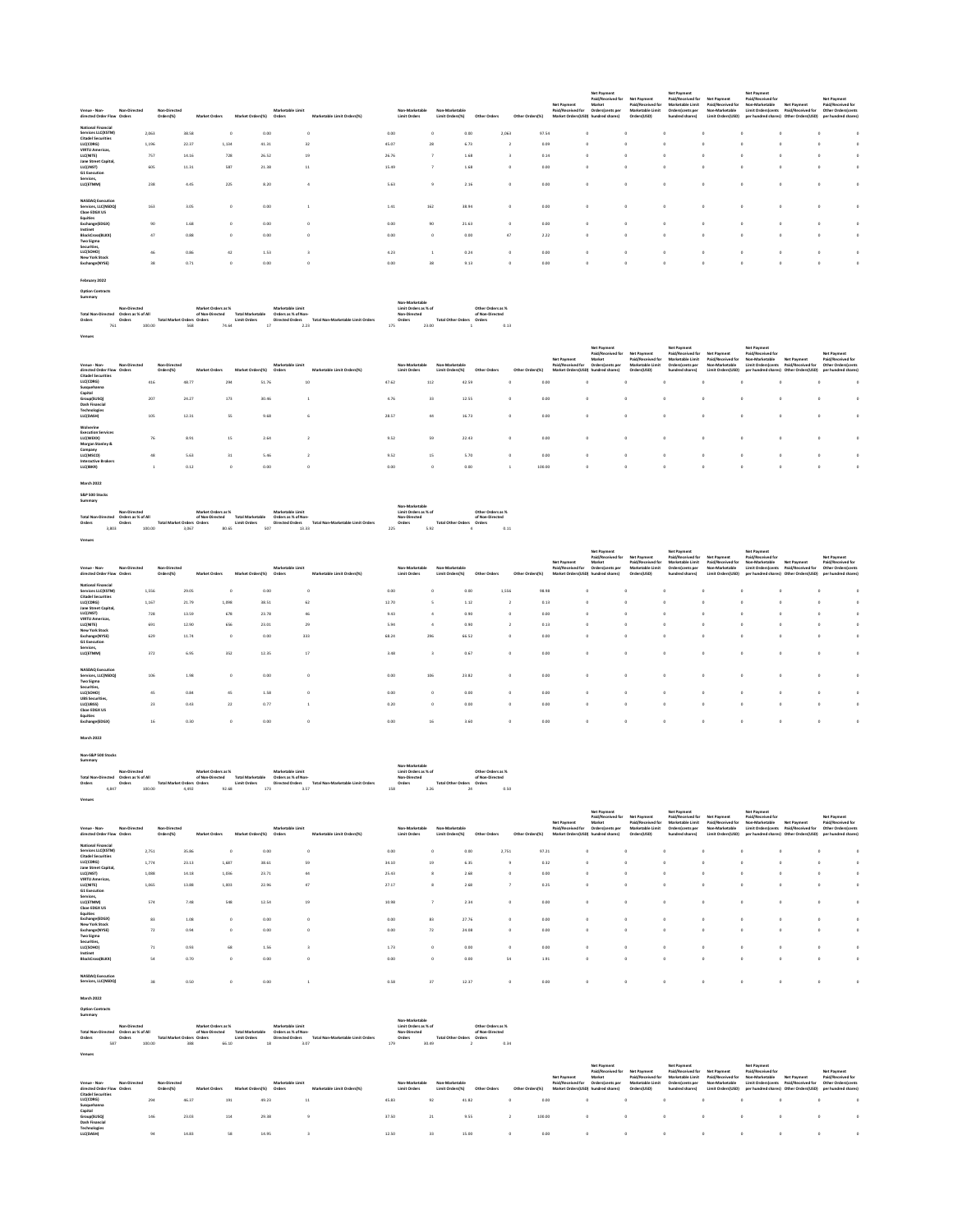| Venue - Non-directed Order Flow | Non-Directed Orders | Non-Directed Orders(%) | Market Orders | Market Orders(%) | Marketable Limit Orders | Marketable Limit Orders(%) | Non-Marketable Limit Orders | Non-Marketable Limit Orders(%) | Other Orders | Other Orders(%) | Net Payment Paid/Received for Market Orders(USD) | Net Payment Paid/Received for Market Orders(cents per hundred shares) | Net Payment Paid/Received for Marketable Limit Orders(USD) | Net Payment Paid/Received for Marketable Limit Orders(cents per hundred shares) | Net Payment Paid/Received for Non-Marketable Limit Orders(USD) | Net Payment Paid/Received for Non-Marketable Limit Orders(cents per hundred shares) | Net Payment Paid/Received for Other Orders(USD) | Net Payment Paid/Received for Other Orders(cents per hundred shares) |
|---|---|---|---|---|---|---|---|---|---|---|---|---|---|---|---|---|---|---|
| National Financial Services LLC(XSTM) | 2,063 | 38.58 | 0 | 0.00 | 0 | 0.00 | 0 | 0.00 | 2,063 | 97.54 | 0 | 0 | 0 | 0 | 0 | 0 | 0 | 0 |
| Citadel Securities LLC(CDRG) | 1,196 | 22.37 | 1,134 | 41.31 | 32 | 45.07 | 28 | 6.73 | 2 | 0.09 | 0 | 0 | 0 | 0 | 0 | 0 | 0 | 0 |
| VIRTU Americas, LLC(NITE) | 757 | 14.16 | 728 | 26.52 | 19 | 26.76 | 7 | 1.68 | 3 | 0.14 | 0 | 0 | 0 | 0 | 0 | 0 | 0 | 0 |
| Jane Street Capital, LLC(JNST) | 605 | 11.31 | 587 | 21.38 | 11 | 15.49 | 7 | 1.68 | 0 | 0.00 | 0 | 0 | 0 | 0 | 0 | 0 | 0 | 0 |
| G1 Execution Services, LLC(ETMM) | 238 | 4.45 | 225 | 8.20 | 4 | 5.63 | 9 | 2.16 | 0 | 0.00 | 0 | 0 | 0 | 0 | 0 | 0 | 0 | 0 |
| NASDAQ Execution Services, LLC(NSDQ) | 163 | 3.05 | 0 | 0.00 | 1 | 1.41 | 162 | 38.94 | 0 | 0.00 | 0 | 0 | 0 | 0 | 0 | 0 | 0 | 0 |
| Cboe EDGX US Equities Exchange(EDGX) | 90 | 1.68 | 0 | 0.00 | 0 | 0.00 | 90 | 21.63 | 0 | 0.00 | 0 | 0 | 0 | 0 | 0 | 0 | 0 | 0 |
| Instinet BlockCross(BLKX) | 47 | 0.88 | 0 | 0.00 | 0 | 0.00 | 0 | 0.00 | 47 | 2.22 | 0 | 0 | 0 | 0 | 0 | 0 | 0 | 0 |
| Two Sigma Securities, LLC(SOHO) | 46 | 0.86 | 42 | 1.53 | 3 | 4.23 | 1 | 0.24 | 0 | 0.00 | 0 | 0 | 0 | 0 | 0 | 0 | 0 | 0 |
| New York Stock Exchange(NYSE) | 38 | 0.71 | 0 | 0.00 | 0 | 0.00 | 38 | 9.13 | 0 | 0.00 | 0 | 0 | 0 | 0 | 0 | 0 | 0 | 0 |

February 2022

Option Contracts

Summary

| Total Non-Directed Orders | Non-Directed Orders as % of All Orders | Total Market Orders | Market Orders as % of Non-Directed Orders | Total Marketable Limit Orders | Marketable Limit Orders as % of Non-Directed Orders | Total Non-Marketable Limit Orders | Non-Marketable Limit Orders as % of Non-Directed Orders | Total Other Orders | Other Orders as % of Non-Directed Orders |
|---|---|---|---|---|---|---|---|---|---|
| 761 | 100.00 | 568 | 74.64 | 17 | 2.23 | 175 | 23.00 | 1 | 0.13 |

Venues

| Venue - Non-directed Order Flow | Non-Directed Orders | Non-Directed Orders(%) | Market Orders | Market Orders(%) | Marketable Limit Orders | Marketable Limit Orders(%) | Non-Marketable Limit Orders | Non-Marketable Limit Orders(%) | Other Orders | Other Orders(%) | Net Payment Paid/Received for Market Orders(USD) | Net Payment Paid/Received for Market Orders(cents per hundred shares) | Net Payment Paid/Received for Marketable Limit Orders(USD) | Net Payment Paid/Received for Marketable Limit Orders(cents per hundred shares) | Net Payment Paid/Received for Non-Marketable Limit Orders(USD) | Net Payment Paid/Received for Non-Marketable Limit Orders(cents per hundred shares) | Net Payment Paid/Received for Other Orders(USD) | Net Payment Paid/Received for Other Orders(cents per hundred shares) |
|---|---|---|---|---|---|---|---|---|---|---|---|---|---|---|---|---|---|---|
| Citadel Securities LLC(CDRG) | 416 | 48.77 | 294 | 51.76 | 10 | 47.62 | 112 | 42.59 | 0 | 0.00 | 0 | 0 | 0 | 0 | 0 | 0 | 0 | 0 |
| Susquehanna Capital Group(SUSQ) | 207 | 24.27 | 173 | 30.46 | 1 | 4.76 | 33 | 12.55 | 0 | 0.00 | 0 | 0 | 0 | 0 | 0 | 0 | 0 | 0 |
| Dash Financial Technologies LLC(DASH) | 105 | 12.31 | 55 | 9.68 | 6 | 28.57 | 44 | 16.73 | 0 | 0.00 | 0 | 0 | 0 | 0 | 0 | 0 | 0 | 0 |
| Wolverine Execution Services LLC(WEXX) | 76 | 8.91 | 15 | 2.64 | 2 | 9.52 | 59 | 22.43 | 0 | 0.00 | 0 | 0 | 0 | 0 | 0 | 0 | 0 | 0 |
| Morgan Stanley & Company LLC(MSCO) | 48 | 5.63 | 31 | 5.46 | 2 | 9.52 | 15 | 5.70 | 0 | 0.00 | 0 | 0 | 0 | 0 | 0 | 0 | 0 | 0 |
| Interactive Brokers LLC(IBKR) | 1 | 0.12 | 0 | 0.00 | 0 | 0.00 | 0 | 0.00 | 1 | 100.00 | 0 | 0 | 0 | 0 | 0 | 0 | 0 | 0 |

March 2022

S&P 500 Stocks

Summary

| Total Non-Directed Orders | Non-Directed Orders as % of All Orders | Total Market Orders | Market Orders as % of Non-Directed Orders | Total Marketable Limit Orders | Marketable Limit Orders as % of Non-Directed Orders | Total Non-Marketable Limit Orders | Non-Marketable Limit Orders as % of Non-Directed Orders | Total Other Orders | Other Orders as % of Non-Directed Orders |
|---|---|---|---|---|---|---|---|---|---|
| 3,803 | 100.00 | 3,067 | 80.65 | 507 | 13.33 | 225 | 5.92 | 4 | 0.11 |

Venues

| Venue - Non-directed Order Flow | Non-Directed Orders | Non-Directed Orders(%) | Market Orders | Market Orders(%) | Marketable Limit Orders | Marketable Limit Orders(%) | Non-Marketable Limit Orders | Non-Marketable Limit Orders(%) | Other Orders | Other Orders(%) | Net Payment Paid/Received for Market Orders(USD) | Net Payment Paid/Received for Market Orders(cents per hundred shares) | Net Payment Paid/Received for Marketable Limit Orders(USD) | Net Payment Paid/Received for Marketable Limit Orders(cents per hundred shares) | Net Payment Paid/Received for Non-Marketable Limit Orders(USD) | Net Payment Paid/Received for Non-Marketable Limit Orders(cents per hundred shares) | Net Payment Paid/Received for Other Orders(USD) | Net Payment Paid/Received for Other Orders(cents per hundred shares) |
|---|---|---|---|---|---|---|---|---|---|---|---|---|---|---|---|---|---|---|
| National Financial Services LLC(XSTM) | 1,556 | 29.05 | 0 | 0.00 | 0 | 0.00 | 0 | 0.00 | 1,556 | 98.98 | 0 | 0 | 0 | 0 | 0 | 0 | 0 | 0 |
| Citadel Securities LLC(CDRG) | 1,167 | 21.79 | 1,098 | 38.51 | 62 | 12.70 | 5 | 1.12 | 2 | 0.13 | 0 | 0 | 0 | 0 | 0 | 0 | 0 | 0 |
| Jane Street Capital, LLC(JNST) | 728 | 13.59 | 678 | 23.78 | 46 | 9.43 | 4 | 0.90 | 0 | 0.00 | 0 | 0 | 0 | 0 | 0 | 0 | 0 | 0 |
| VIRTU Americas, LLC(NITE) | 691 | 12.90 | 656 | 23.01 | 29 | 5.94 | 4 | 0.90 | 2 | 0.13 | 0 | 0 | 0 | 0 | 0 | 0 | 0 | 0 |
| New York Stock Exchange(NYSE) | 629 | 11.74 | 0 | 0.00 | 333 | 68.24 | 296 | 66.52 | 0 | 0.00 | 0 | 0 | 0 | 0 | 0 | 0 | 0 | 0 |
| G1 Execution Services, LLC(ETMM) | 372 | 6.95 | 352 | 12.35 | 17 | 3.48 | 3 | 0.67 | 0 | 0.00 | 0 | 0 | 0 | 0 | 0 | 0 | 0 | 0 |
| NASDAQ Execution Services, LLC(NSDQ) | 106 | 1.98 | 0 | 0.00 | 0 | 0.00 | 106 | 23.82 | 0 | 0.00 | 0 | 0 | 0 | 0 | 0 | 0 | 0 | 0 |
| Two Sigma Securities, LLC(SOHO) | 45 | 0.84 | 45 | 1.58 | 0 | 0.00 | 0 | 0.00 | 0 | 0.00 | 0 | 0 | 0 | 0 | 0 | 0 | 0 | 0 |
| UBS Securities, LLC(UBSS) | 23 | 0.43 | 22 | 0.77 | 1 | 0.20 | 0 | 0.00 | 0 | 0.00 | 0 | 0 | 0 | 0 | 0 | 0 | 0 | 0 |
| Cboe EDGX US Equities Exchange(EDGX) | 16 | 0.30 | 0 | 0.00 | 0 | 0.00 | 16 | 3.60 | 0 | 0.00 | 0 | 0 | 0 | 0 | 0 | 0 | 0 | 0 |

March 2022

Non-S&P 500 Stocks

Summary

| Total Non-Directed Orders | Non-Directed Orders as % of All Orders | Total Market Orders | Market Orders as % of Non-Directed Orders | Total Marketable Limit Orders | Marketable Limit Orders as % of Non-Directed Orders | Total Non-Marketable Limit Orders | Non-Marketable Limit Orders as % of Non-Directed Orders | Total Other Orders | Other Orders as % of Non-Directed Orders |
|---|---|---|---|---|---|---|---|---|---|
| 4,847 | 100.00 | 4,492 | 92.68 | 173 | 3.57 | 158 | 3.26 | 24 | 0.50 |

Venues

| Venue - Non-directed Order Flow | Non-Directed Orders | Non-Directed Orders(%) | Market Orders | Market Orders(%) | Marketable Limit Orders | Marketable Limit Orders(%) | Non-Marketable Limit Orders | Non-Marketable Limit Orders(%) | Other Orders | Other Orders(%) | Net Payment Paid/Received for Market Orders(USD) | Net Payment Paid/Received for Market Orders(cents per hundred shares) | Net Payment Paid/Received for Marketable Limit Orders(USD) | Net Payment Paid/Received for Marketable Limit Orders(cents per hundred shares) | Net Payment Paid/Received for Non-Marketable Limit Orders(USD) | Net Payment Paid/Received for Non-Marketable Limit Orders(cents per hundred shares) | Net Payment Paid/Received for Other Orders(USD) | Net Payment Paid/Received for Other Orders(cents per hundred shares) |
|---|---|---|---|---|---|---|---|---|---|---|---|---|---|---|---|---|---|---|
| National Financial Services LLC(XSTM) | 2,751 | 35.86 | 0 | 0.00 | 0 | 0.00 | 0 | 0.00 | 2,751 | 97.21 | 0 | 0 | 0 | 0 | 0 | 0 | 0 | 0 |
| Citadel Securities LLC(CDRG) | 1,774 | 23.13 | 1,687 | 38.61 | 59 | 34.10 | 19 | 6.35 | 9 | 0.32 | 0 | 0 | 0 | 0 | 0 | 0 | 0 | 0 |
| Jane Street Capital, LLC(JNST) | 1,088 | 14.18 | 1,036 | 23.71 | 44 | 25.43 | 8 | 2.68 | 0 | 0.00 | 0 | 0 | 0 | 0 | 0 | 0 | 0 | 0 |
| VIRTU Americas, LLC(NITE) | 1,065 | 13.88 | 1,003 | 22.96 | 47 | 27.17 | 8 | 2.68 | 7 | 0.25 | 0 | 0 | 0 | 0 | 0 | 0 | 0 | 0 |
| G1 Execution Services, LLC(ETMM) | 574 | 7.48 | 548 | 12.54 | 19 | 10.98 | 7 | 2.34 | 0 | 0.00 | 0 | 0 | 0 | 0 | 0 | 0 | 0 | 0 |
| Cboe EDGX US Equities Exchange(EDGX) | 83 | 1.08 | 0 | 0.00 | 0 | 0.00 | 83 | 27.76 | 0 | 0.00 | 0 | 0 | 0 | 0 | 0 | 0 | 0 | 0 |
| New York Stock Exchange(NYSE) | 72 | 0.94 | 0 | 0.00 | 0 | 0.00 | 72 | 24.08 | 0 | 0.00 | 0 | 0 | 0 | 0 | 0 | 0 | 0 | 0 |
| Two Sigma Securities, LLC(SOHO) | 71 | 0.93 | 68 | 1.56 | 3 | 1.73 | 0 | 0.00 | 0 | 0.00 | 0 | 0 | 0 | 0 | 0 | 0 | 0 | 0 |
| Instinet BlockCross(BLKX) | 54 | 0.70 | 0 | 0.00 | 0 | 0.00 | 0 | 0.00 | 54 | 1.91 | 0 | 0 | 0 | 0 | 0 | 0 | 0 | 0 |
| NASDAQ Execution Services, LLC(NSDQ) | 38 | 0.50 | 0 | 0.00 | 1 | 0.58 | 37 | 12.37 | 0 | 0.00 | 0 | 0 | 0 | 0 | 0 | 0 | 0 | 0 |

March 2022

Option Contracts

Summary

| Total Non-Directed Orders | Non-Directed Orders as % of All Orders | Total Market Orders | Market Orders as % of Non-Directed Orders | Total Marketable Limit Orders | Marketable Limit Orders as % of Non-Directed Orders | Total Non-Marketable Limit Orders | Non-Marketable Limit Orders as % of Non-Directed Orders | Total Other Orders | Other Orders as % of Non-Directed Orders |
|---|---|---|---|---|---|---|---|---|---|
| 587 | 100.00 | 388 | 66.10 | 18 | 3.07 | 179 | 30.49 | 2 | 0.34 |

Venues

| Venue - Non-directed Order Flow | Non-Directed Orders | Non-Directed Orders(%) | Market Orders | Market Orders(%) | Marketable Limit Orders | Marketable Limit Orders(%) | Non-Marketable Limit Orders | Non-Marketable Limit Orders(%) | Other Orders | Other Orders(%) | Net Payment Paid/Received for Market Orders(USD) | Net Payment Paid/Received for Market Orders(cents per hundred shares) | Net Payment Paid/Received for Marketable Limit Orders(USD) | Net Payment Paid/Received for Marketable Limit Orders(cents per hundred shares) | Net Payment Paid/Received for Non-Marketable Limit Orders(USD) | Net Payment Paid/Received for Non-Marketable Limit Orders(cents per hundred shares) | Net Payment Paid/Received for Other Orders(USD) | Net Payment Paid/Received for Other Orders(cents per hundred shares) |
|---|---|---|---|---|---|---|---|---|---|---|---|---|---|---|---|---|---|---|
| Citadel Securities LLC(CDRG) | 294 | 46.37 | 191 | 49.23 | 11 | 45.83 | 92 | 41.82 | 0 | 0.00 | 0 | 0 | 0 | 0 | 0 | 0 | 0 | 0 |
| Susquehanna Capital Group(SUSQ) | 146 | 23.03 | 114 | 29.38 | 9 | 37.50 | 21 | 9.55 | 2 | 100.00 | 0 | 0 | 0 | 0 | 0 | 0 | 0 | 0 |
| Dash Financial Technologies LLC(DASH) | 94 | 14.83 | 58 | 14.95 | 3 | 12.50 | 33 | 15.00 | 0 | 0.00 | 0 | 0 | 0 | 0 | 0 | 0 | 0 | 0 |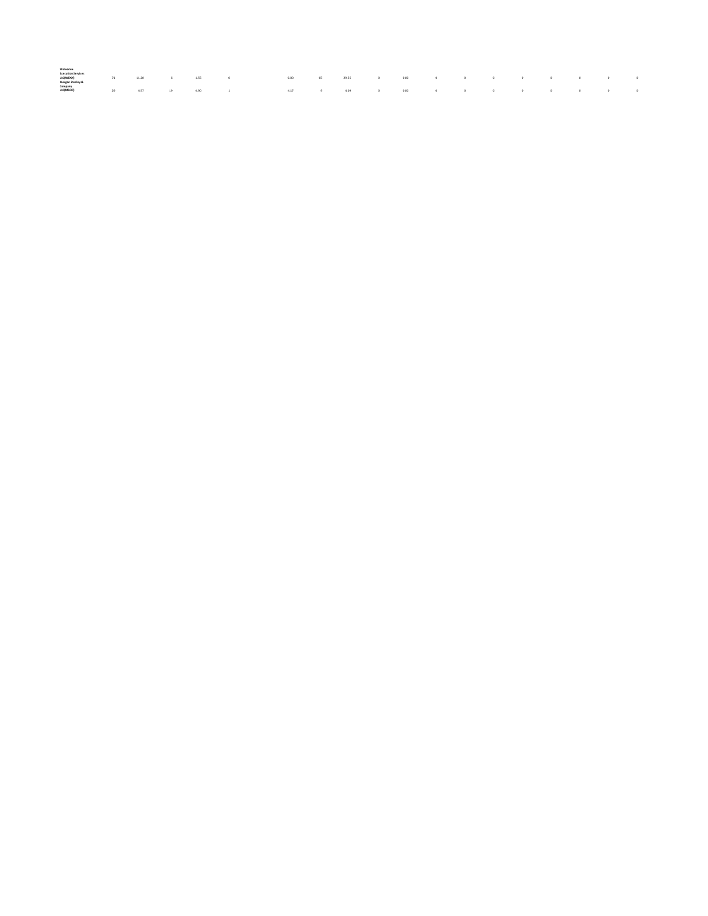| | | | | | | | | | | | | | | | | | | | |
|---|---|---|---|---|---|---|---|---|---|---|---|---|---|---|---|---|---|---|---|
| **Wolverine Execution Services LLC(WEXX)** | 71 | 11.20 | 6 | 1.55 | 0 | 0.00 | 65 | 29.55 | 0 | 0.00 | 0 | 0 | 0 | 0 | 0 | 0 | 0 | 0 |
| **Morgan Stanley & Company LLC(MSCO)** | 29 | 4.57 | 19 | 4.90 | 1 | 4.17 | 9 | 4.09 | 0 | 0.00 | 0 | 0 | 0 | 0 | 0 | 0 | 0 | 0 |